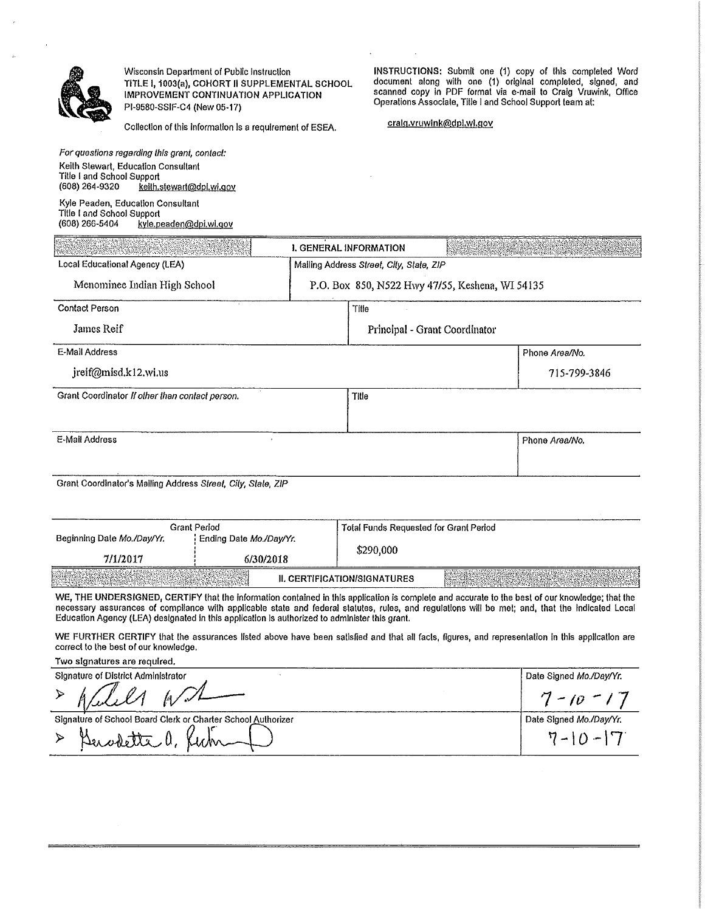Wisconsin Department of Public Instruction
**TITLE I, 1003(a), COHORT II SUPPLEMENTAL SCHOOL IMPROVEMENT CONTINUATION APPLICATION**
PI-9580-SSIF-C4 (New 05-17)

Collection of this information is a requirement of ESEA.

**INSTRUCTIONS:** Submit one (1) copy of this completed Word document along with one (1) original completed, signed, and scanned copy in PDF format via e-mail to Craig Vruwink, Office Operations Associate, Title I and School Support team at:

craig.vruwink@dpi.wi.gov

*For questions regarding this grant, contact:*

Keith Stewart, Education Consultant
Title I and School Support
(608) 264-9320 keith.stewart@dpi.wi.gov

Kyle Peaden, Education Consultant
Title I and School Support
(608) 266-5404 kyle.peaden@dpi.wi.gov

## I. GENERAL INFORMATION

| Local Educational Agency (LEA) | Mailing Address *Street, City, State, ZIP* |
|---|---|
| Menominee Indian High School | P.O. Box 850, N522 Hwy 47/55, Keshena, WI 54135 |

| Contact Person | Title |
|---|---|
| James Reif | Principal - Grant Coordinator |

| E-Mail Address | Phone *Area/No.* |
|---|---|
| jreif@misd.k12.wi.us | 715-799-3846 |

| Grant Coordinator *If other than contact person.* | Title |
|---|---|
| | |

| E-Mail Address | Phone *Area/No.* |
|---|---|
| | |

Grant Coordinator's Mailing Address *Street, City, State, ZIP*

| Grant Period | | Total Funds Requested for Grant Period |
|---|---|---|
| Beginning Date *Mo./Day/Yr.* | Ending Date *Mo./Day/Yr.* | |
| 7/1/2017 | 6/30/2018 | $290,000 |

## II. CERTIFICATION/SIGNATURES

**WE, THE UNDERSIGNED, CERTIFY** that the information contained in this application is complete and accurate to the best of our knowledge; that the necessary assurances of compliance with applicable state and federal statutes, rules, and regulations will be met; and, that the indicated Local Education Agency (LEA) designated in this application is authorized to administer this grant.

**WE FURTHER CERTIFY** that the assurances listed above have been satisfied and that all facts, figures, and representation in this application are correct to the best of our knowledge.

**Two signatures are required.**

| Signature of District Administrator | Date Signed *Mo./Day/Yr.* |
|---|---|
| ➢ [signature] | 7-10-17 |

| Signature of School Board Clerk or Charter School Authorizer | Date Signed *Mo./Day/Yr.* |
|---|---|
| ➢ [signature] | 7-10-17 |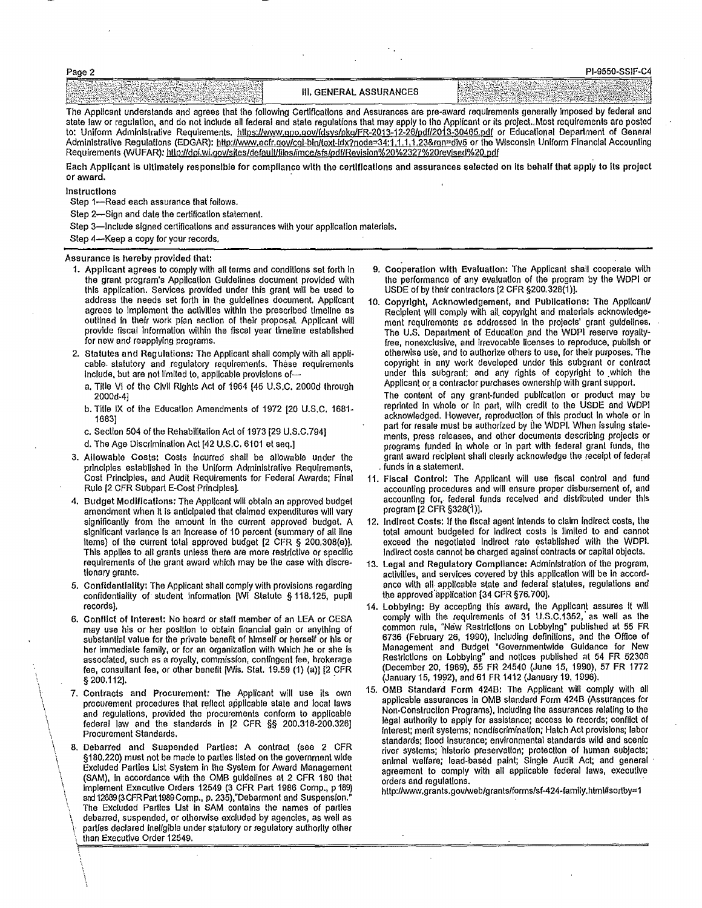## III. GENERAL ASSURANCES

The Applicant understands and agrees that the following Certifications and Assurances are pre-award requirements generally imposed by federal and state law or regulation, and do not include all federal and state regulations that may apply to the Applicant or its project..Most requirements are posted to: Uniform Administrative Requirements. https://www.gpo.gov/fdsys/pkg/FR-2013-12-26/pdf/2013-30465.pdf or Educational Department of General Administrative Regulations (EDGAR): http://www.ecfr.gov/cgi-bin/text-idx?node=34:1.1.1.1.23&rgn=div5 or the Wisconsin Uniform Financial Accounting Requirements (WUFAR): http://dpi.wi.gov/sites/default/files/imce/sfs/pdf/Revision%20%2327%20revised%20.pdf

**Each Applicant is ultimately responsible for compliance with the certifications and assurances selected on its behalf that apply to its project or award.**

**Instructions**

Step 1—Read each assurance that follows.

Step 2—Sign and date the certification statement.

Step 3—Include signed certifications and assurances with your application materials.

Step 4—Keep a copy for your records.

**Assurance is hereby provided that:**

1. Applicant agrees to comply with all terms and conditions set forth in the grant program's Application Guidelines document provided with this application. Services provided under this grant will be used to address the needs set forth in the guidelines document. Applicant agrees to implement the activities within the prescribed timeline as outlined in their work plan section of their proposal. Applicant will provide fiscal information within the fiscal year timeline established for new and reapplying programs.
2. **Statutes and Regulations:** The Applicant shall comply with all applicable statutory and regulatory requirements. These requirements include, but are not limited to, applicable provisions of—
   a. Title VI of the Civil Rights Act of 1964 [45 U.S.C. 2000d through 2000d-4]
   b. Title IX of the Education Amendments of 1972 [20 U.S.C. 1681-1683]
   c. Section 504 of the Rehabilitation Act of 1973 [29 U.S.C.794]
   d. The Age Discrimination Act [42 U.S.C. 6101 et seq.]
3. **Allowable Costs:** Costs incurred shall be allowable under the principles established in the Uniform Administrative Requirements, Cost Principles, and Audit Requirements for Federal Awards; Final Rule [2 CFR Subpart E-Cost Principles].
4. **Budget Modifications:** The Applicant will obtain an approved budget amendment when it is anticipated that claimed expenditures will vary significantly from the amount in the current approved budget. A significant variance is an increase of 10 percent (summary of all line items) of the current total approved budget [2 CFR § 200.308(e)]. This applies to all grants unless there are more restrictive or specific requirements of the grant award which may be the case with discretionary grants.
5. **Confidentiality:** The Applicant shall comply with provisions regarding confidentiality of student information [WI Statute § 118.125, pupil records].
6. **Conflict of Interest:** No board or staff member of an LEA or CESA may use his or her position to obtain financial gain or anything of substantial value for the private benefit of himself or herself or his or her immediate family, or for an organization with which he or she is associated, such as a royalty, commission, contingent fee, brokerage fee, consultant fee, or other benefit [Wis. Stat. 19.59 (1) (a)] [2 CFR § 200.112].
7. **Contracts and Procurement:** The Applicant will use its own procurement procedures that reflect applicable state and local laws and regulations, provided the procurements conform to applicable federal law and the standards in [2 CFR §§ 200.318-200.326] Procurement Standards.
8. **Debarred and Suspended Parties:** A contract (see 2 CFR §180.220) must not be made to parties listed on the government wide Excluded Parties List System in the System for Award Management (SAM), in accordance with the OMB guidelines at 2 CFR 180 that implement Executive Orders 12549 (3 CFR Part 1986 Comp., p 189) and 12689 (3 CFR Part 1989 Comp., p. 235),"Debarment and Suspension." The Excluded Parties List in SAM contains the names of parties debarred, suspended, or otherwise excluded by agencies, as well as parties declared ineligible under statutory or regulatory authority other than Executive Order 12549.
9. **Cooperation with Evaluation:** The Applicant shall cooperate with the performance of any evaluation of the program by the WDPI or USDE of by their contractors [2 CFR §200.328(1)].
10. **Copyright, Acknowledgement, and Publications:** The Applicant/Recipient will comply with all copyright and materials acknowledgement requirements as addressed in the projects' grant guidelines. The U.S. Department of Education and the WDPI reserve royalty-free, nonexclusive, and irrevocable licenses to reproduce, publish or otherwise use, and to authorize others to use, for their purposes. The copyright in any work developed under this subgrant or contract under this subgrant; and any rights of copyright to which the Applicant or a contractor purchases ownership with grant support.

    The content of any grant-funded publication or product may be reprinted in whole or in part, with credit to the USDE and WDPI acknowledged. However, reproduction of this product in whole or in part for resale must be authorized by the WDPI. When issuing statements, press releases, and other documents describing projects or programs funded in whole or in part with federal grant funds, the grant award recipient shall clearly acknowledge the receipt of federal funds in a statement.
11. **Fiscal Control:** The Applicant will use fiscal control and fund accounting procedures and will ensure proper disbursement of, and accounting for, federal funds received and distributed under this program [2 CFR §328(1)].
12. **Indirect Costs:** If the fiscal agent intends to claim indirect costs, the total amount budgeted for indirect costs is limited to and cannot exceed the negotiated indirect rate established with the WDPI. Indirect costs cannot be charged against contracts or capital objects.
13. **Legal and Regulatory Compliance:** Administration of the program, activities, and services covered by this application will be in accordance with all applicable state and federal statutes, regulations and the approved application [34 CFR §76.700].
14. **Lobbying:** By accepting this award, the Applicant assures it will comply with the requirements of 31 U.S.C.1352, as well as the common rule, "New Restrictions on Lobbying" published at 55 FR 6736 (February 26, 1990), including definitions, and the Office of Management and Budget "Governmentwide Guidance for New Restrictions on Lobbying" and notices published at 54 FR 52306 (December 20, 1989), 55 FR 24540 (June 15, 1990), 57 FR 1772 (January 15, 1992), and 61 FR 1412 (January 19, 1996).
15. **OMB Standard Form 424B:** The Applicant will comply with all applicable assurances in OMB standard Form 424B (Assurances for Non-Construction Programs), including the assurances relating to the legal authority to apply for assistance; access to records; conflict of interest; merit systems; nondiscrimination; Hatch Act provisions; labor standards; flood insurance; environmental standards wild and scenic river systems; historic preservation; protection of human subjects; animal welfare; lead-based paint; Single Audit Act; and general agreement to comply with all applicable federal laws, executive orders and regulations.

    http://www.grants.gov/web/grants/forms/sf-424-family.html#sortby=1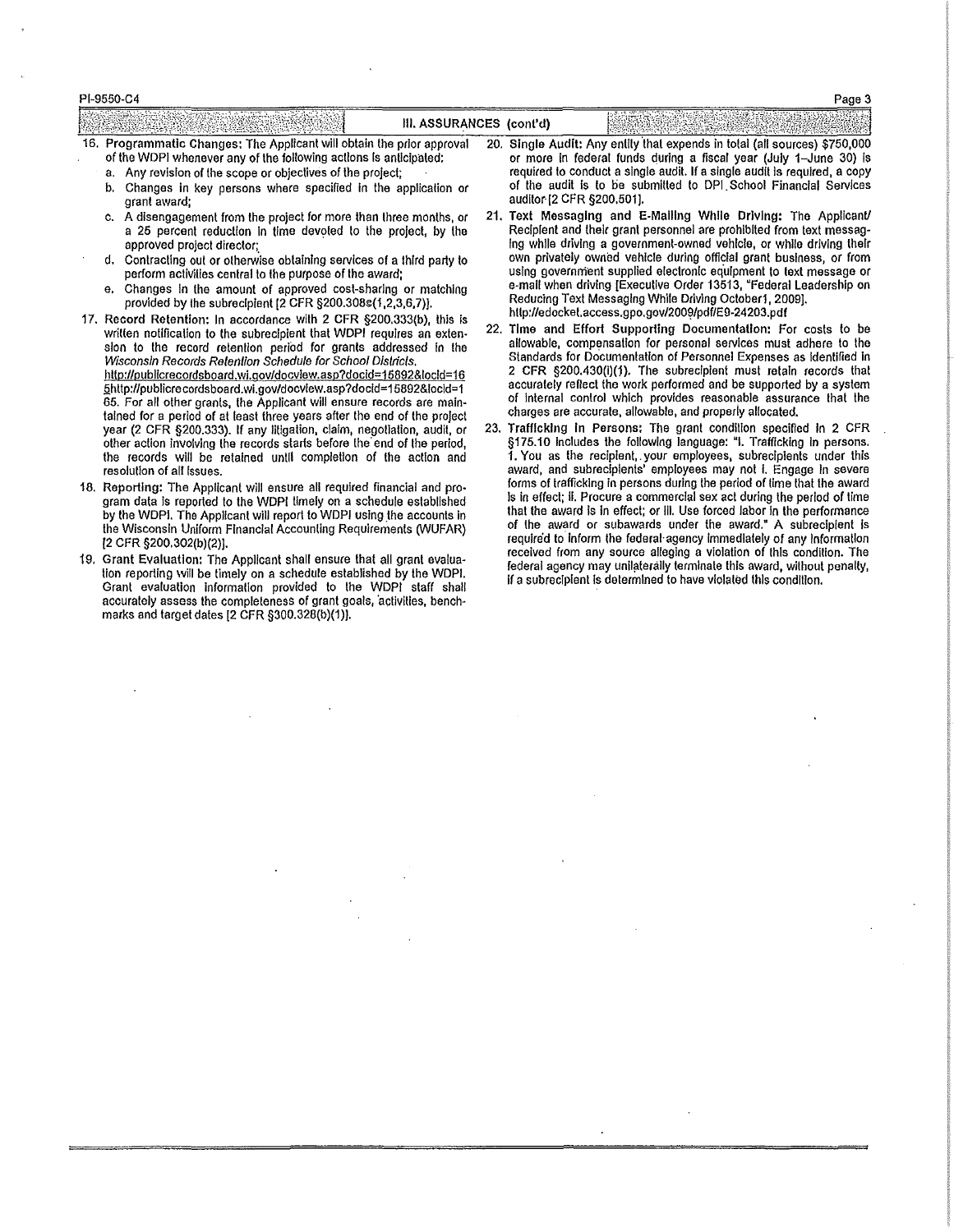## III. ASSURANCES (cont'd)

16. **Programmatic Changes:** The Applicant will obtain the prior approval of the WDPI whenever any of the following actions is anticipated:
    a. Any revision of the scope or objectives of the project;
    b. Changes in key persons where specified in the application or grant award;
    c. A disengagement from the project for more than three months, or a 25 percent reduction in time devoted to the project, by the approved project director;
    d. Contracting out or otherwise obtaining services of a third party to perform activities central to the purpose of the award;
    e. Changes in the amount of approved cost-sharing or matching provided by the subrecipient [2 CFR §200.308c(1,2,3,6,7)].

17. **Record Retention:** In accordance with 2 CFR §200.333(b), this is written notification to the subrecipient that WDPI requires an extension to the record retention period for grants addressed in the *Wisconsin Records Retention Schedule for School Districts*. http://publicrecordsboard.wi.gov/docview.asp?docid=15892&locid=165http://publicrecordsboard.wi.gov/docview.asp?docid=15892&locid=165. For all other grants, the Applicant will ensure records are maintained for a period of at least three years after the end of the project year (2 CFR §200.333). If any litigation, claim, negotiation, audit, or other action involving the records starts before the end of the period, the records will be retained until completion of the action and resolution of all issues.

18. **Reporting:** The Applicant will ensure all required financial and program data is reported to the WDPI timely on a schedule established by the WDPI. The Applicant will report to WDPI using the accounts in the Wisconsin Uniform Financial Accounting Requirements (WUFAR) [2 CFR §200.302(b)(2)].

19. **Grant Evaluation:** The Applicant shall ensure that all grant evaluation reporting will be timely on a schedule established by the WDPI. Grant evaluation information provided to the WDPI staff shall accurately assess the completeness of grant goals, activities, benchmarks and target dates [2 CFR §300.328(b)(1)].

20. **Single Audit:** Any entity that expends in total (all sources) $750,000 or more in federal funds during a fiscal year (July 1–June 30) is required to conduct a single audit. If a single audit is required, a copy of the audit is to be submitted to DPI School Financial Services auditor [2 CFR §200.501].

21. **Text Messaging and E-Mailing While Driving:** The Applicant/Recipient and their grant personnel are prohibited from text messaging while driving a government-owned vehicle, or while driving their own privately owned vehicle during official grant business, or from using government supplied electronic equipment to text message or e-mail when driving [Executive Order 13513, "Federal Leadership on Reducing Text Messaging While Driving October1, 2009]. http://edocket.access.gpo.gov/2009/pdf/E9-24203.pdf

22. **Time and Effort Supporting Documentation:** For costs to be allowable, compensation for personal services must adhere to the Standards for Documentation of Personnel Expenses as identified in 2 CFR §200.430(i)(1). The subrecipient must retain records that accurately reflect the work performed and be supported by a system of internal control which provides reasonable assurance that the charges are accurate, allowable, and properly allocated.

23. **Trafficking in Persons:** The grant condition specified in 2 CFR §175.10 includes the following language: "I. Trafficking in persons. 1. You as the recipient, your employees, subrecipients under this award, and subrecipients' employees may not i. Engage in severe forms of trafficking in persons during the period of time that the award is in effect; ii. Procure a commercial sex act during the period of time that the award is in effect; or iii. Use forced labor in the performance of the award or subawards under the award." A subrecipient is required to inform the federal agency immediately of any information received from any source alleging a violation of this condition. The federal agency may unilaterally terminate this award, without penalty, if a subrecipient is determined to have violated this condition.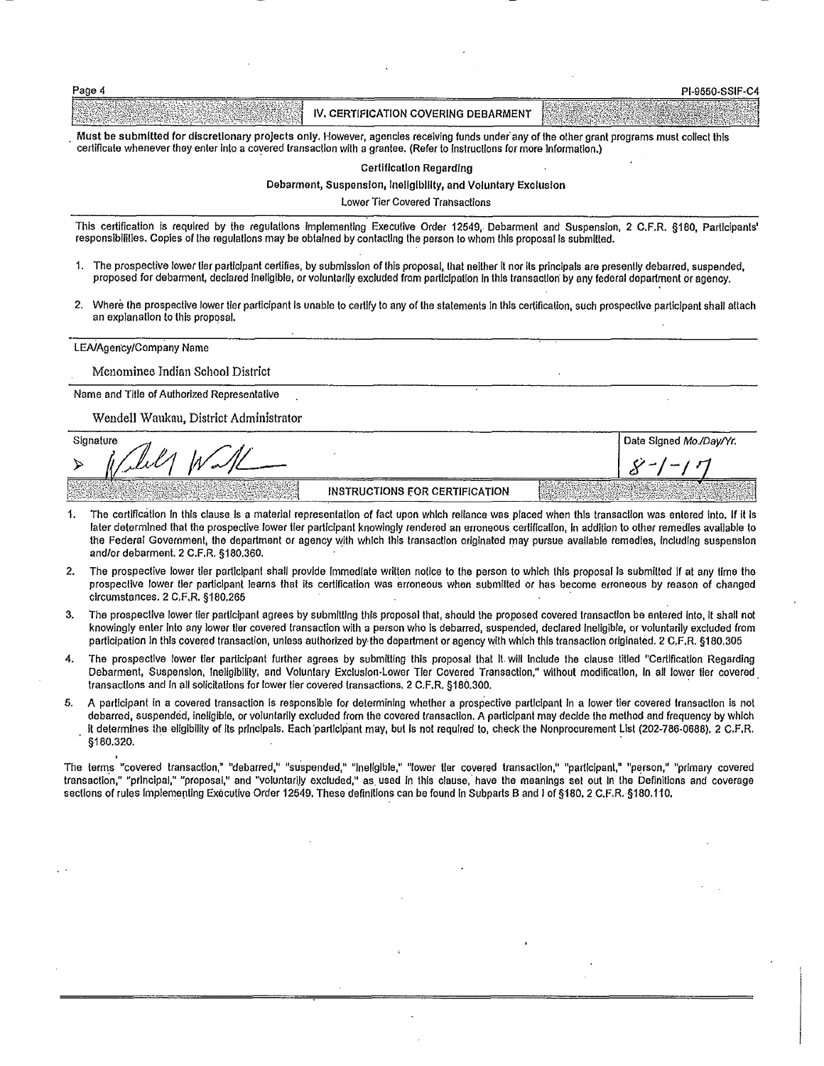## IV. CERTIFICATION COVERING DEBARMENT

**Must be submitted for discretionary projects only.** However, agencies receiving funds under any of the other grant programs must collect this certificate whenever they enter into a covered transaction with a grantee. (Refer to instructions for more information.)

**Certification Regarding**

**Debarment, Suspension, Ineligibility, and Voluntary Exclusion**

Lower Tier Covered Transactions

This certification is required by the regulations implementing Executive Order 12549, Debarment and Suspension, 2 C.F.R. §180, Participants' responsibilities. Copies of the regulations may be obtained by contacting the person to whom this proposal is submitted.

1. The prospective lower tier participant certifies, by submission of this proposal, that neither it nor its principals are presently debarred, suspended, proposed for debarment, declared ineligible, or voluntarily excluded from participation in this transaction by any federal department or agency.

2. Where the prospective lower tier participant is unable to certify to any of the statements in this certification, such prospective participant shall attach an explanation to this proposal.

LEA/Agency/Company Name

Menominee Indian School District

Name and Title of Authorized Representative

Wendell Waukau, District Administrator

| Signature | Date Signed Mo./Day/Yr. |
|---|---|
| Wendell Waukau | 8-1-17 |

## INSTRUCTIONS FOR CERTIFICATION

1. The certification in this clause is a material representation of fact upon which reliance was placed when this transaction was entered into. If it is later determined that the prospective lower tier participant knowingly rendered an erroneous certification, in addition to other remedies available to the Federal Government, the department or agency with which this transaction originated may pursue available remedies, including suspension and/or debarment. 2 C.F.R. §180.360.

2. The prospective lower tier participant shall provide immediate written notice to the person to which this proposal is submitted if at any time the prospective lower tier participant learns that its certification was erroneous when submitted or has become erroneous by reason of changed circumstances. 2 C.F.R. §180.265

3. The prospective lower tier participant agrees by submitting this proposal that, should the proposed covered transaction be entered into, it shall not knowingly enter into any lower tier covered transaction with a person who is debarred, suspended, declared ineligible, or voluntarily excluded from participation in this covered transaction, unless authorized by the department or agency with which this transaction originated. 2 C.F.R. §180.305

4. The prospective lower tier participant further agrees by submitting this proposal that it will include the clause titled "Certification Regarding Debarment, Suspension, Ineligibility, and Voluntary Exclusion-Lower Tier Covered Transaction," without modification, in all lower tier covered transactions and in all solicitations for lower tier covered transactions. 2 C.F.R. §180.300.

5. A participant in a covered transaction is responsible for determining whether a prospective participant in a lower tier covered transaction is not debarred, suspended, ineligible, or voluntarily excluded from the covered transaction. A participant may decide the method and frequency by which it determines the eligibility of its principals. Each participant may, but is not required to, check the Nonprocurement List (202-786-0688). 2 C.F.R. §180.320.

The terms "covered transaction," "debarred," "suspended," "ineligible," "lower tier covered transaction," "participant," "person," "primary covered transaction," "principal," "proposal," and "voluntarily excluded," as used in this clause, have the meanings set out in the Definitions and coverage sections of rules implementing Executive Order 12549. These definitions can be found in Subparts B and I of §180. 2 C.F.R. §180.110.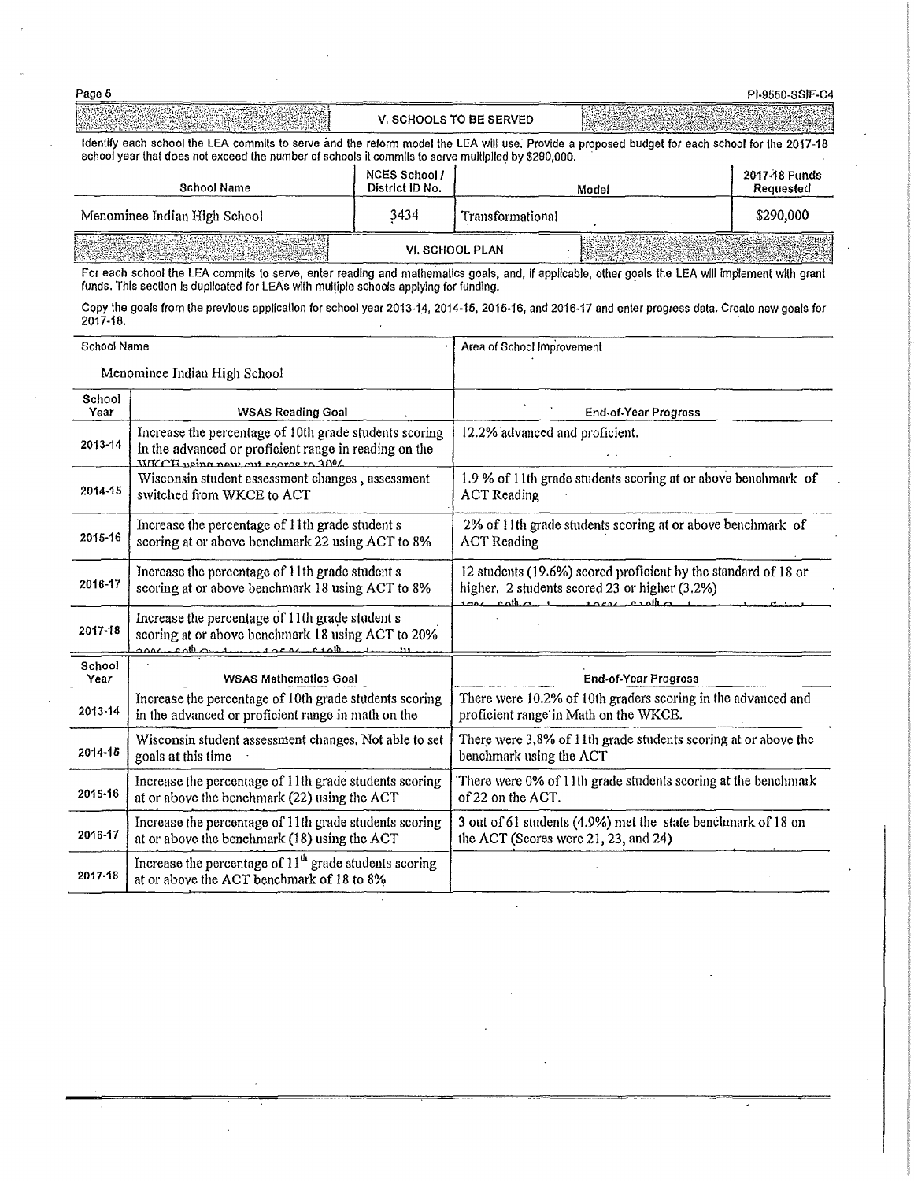## V. SCHOOLS TO BE SERVED

Identify each school the LEA commits to serve and the reform model the LEA will use. Provide a proposed budget for each school for the 2017-18 school year that does not exceed the number of schools it commits to serve multiplied by $290,000.

| School Name | NCES School / District ID No. | Model | 2017-18 Funds Requested |
|---|---|---|---|
| Menominee Indian High School | 3434 | Transformational | $290,000 |

## VI. SCHOOL PLAN

For each school the LEA commits to serve, enter reading and mathematics goals, and, if applicable, other goals the LEA will implement with grant funds. This section is duplicated for LEA's with multiple schools applying for funding.

Copy the goals from the previous application for school year 2013-14, 2014-15, 2015-16, and 2016-17 and enter progress data. Create new goals for 2017-18.

| School Name | | Area of School Improvement |
|---|---|---|
| Menominee Indian High School | | |
| **School Year** | **WSAS Reading Goal** | **End-of-Year Progress** |
| 2013-14 | Increase the percentage of 10th grade students scoring in the advanced or proficient range in reading on the WKCE using new cut scores to 30% | 12.2% advanced and proficient. |
| 2014-15 | Wisconsin student assessment changes, assessment switched from WKCE to ACT | 1.9 % of 11th grade students scoring at or above benchmark of ACT Reading |
| 2015-16 | Increase the percentage of 11th grade student s scoring at or above benchmark 22 using ACT to 8% | 2% of 11th grade students scoring at or above benchmark of ACT Reading |
| 2016-17 | Increase the percentage of 11th grade student s scoring at or above benchmark 18 using ACT to 8% | 12 students (19.6%) scored proficient by the standard of 18 or higher. 2 students scored 23 or higher (3.2%) 17% of 9th Grade and 26% of 10th Grade scored proficient |
| 2017-18 | Increase the percentage of 11th grade student s scoring at or above benchmark 18 using ACT to 20% 20% of 9th Grade and 25% of 10th grade will | |
| **School Year** | **WSAS Mathematics Goal** | **End-of-Year Progress** |
| 2013-14 | Increase the percentage of 10th grade students scoring in the advanced or proficient range in math on the | There were 10.2% of 10th graders scoring in the advanced and proficient range in Math on the WKCE. |
| 2014-15 | Wisconsin student assessment changes. Not able to set goals at this time | There were 3.8% of 11th grade students scoring at or above the benchmark using the ACT |
| 2015-16 | Increase the percentage of 11th grade students scoring at or above the benchmark (22) using the ACT | There were 0% of 11th grade students scoring at the benchmark of 22 on the ACT. |
| 2016-17 | Increase the percentage of 11th grade students scoring at or above the benchmark (18) using the ACT | 3 out of 61 students (4.9%) met the state benchmark of 18 on the ACT (Scores were 21, 23, and 24) |
| 2017-18 | Increase the percentage of 11th grade students scoring at or above the ACT benchmark of 18 to 8% | |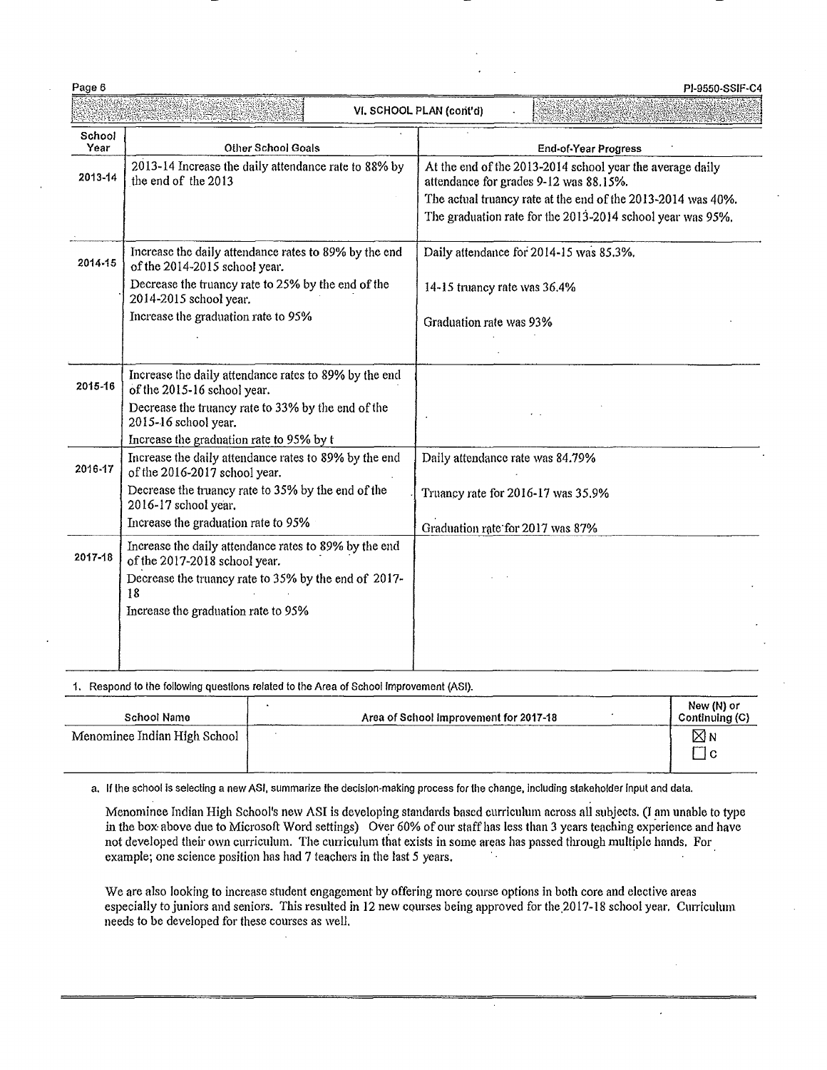## VI. SCHOOL PLAN (cont'd)

| School Year | Other School Goals | End-of-Year Progress |
|---|---|---|
| 2013-14 | 2013-14 Increase the daily attendance rate to 88% by the end of the 2013 | At the end of the 2013-2014 school year the average daily attendance for grades 9-12 was 88.15%.<br>The actual truancy rate at the end of the 2013-2014 was 40%.<br>The graduation rate for the 2013-2014 school year was 95%. |
| 2014-15 | Increase the daily attendance rates to 89% by the end of the 2014-2015 school year.<br>Decrease the truancy rate to 25% by the end of the 2014-2015 school year.<br>Increase the graduation rate to 95% | Daily attendance for 2014-15 was 85.3%.<br>14-15 truancy rate was 36.4%<br>Graduation rate was 93% |
| 2015-16 | Increase the daily attendance rates to 89% by the end of the 2015-16 school year.<br>Decrease the truancy rate to 33% by the end of the 2015-16 school year.<br>Increase the graduation rate to 95% by t | |
| 2016-17 | Increase the daily attendance rates to 89% by the end of the 2016-2017 school year.<br>Decrease the truancy rate to 35% by the end of the 2016-17 school year.<br>Increase the graduation rate to 95% | Daily attendance rate was 84.79%<br>Truancy rate for 2016-17 was 35.9%<br>Graduation rate for 2017 was 87% |
| 2017-18 | Increase the daily attendance rates to 89% by the end of the 2017-2018 school year.<br>Decrease the truancy rate to 35% by the end of 2017-18<br>Increase the graduation rate to 95% | |

1. Respond to the following questions related to the Area of School Improvement (ASI).

| School Name | Area of School Improvement for 2017-18 | New (N) or Continuing (C) |
|---|---|---|
| Menominee Indian High School | | ☒ N<br>☐ C |

a. If the school is selecting a new ASI, summarize the decision-making process for the change, including stakeholder input and data.

Menominee Indian High School's new ASI is developing standards based curriculum across all subjects. (I am unable to type in the box above due to Microsoft Word settings) Over 60% of our staff has less than 3 years teaching experience and have not developed their own curriculum. The curriculum that exists in some areas has passed through multiple hands. For example; one science position has had 7 teachers in the last 5 years.

We are also looking to increase student engagement by offering more course options in both core and elective areas especially to juniors and seniors. This resulted in 12 new courses being approved for the 2017-18 school year. Curriculum needs to be developed for these courses as well.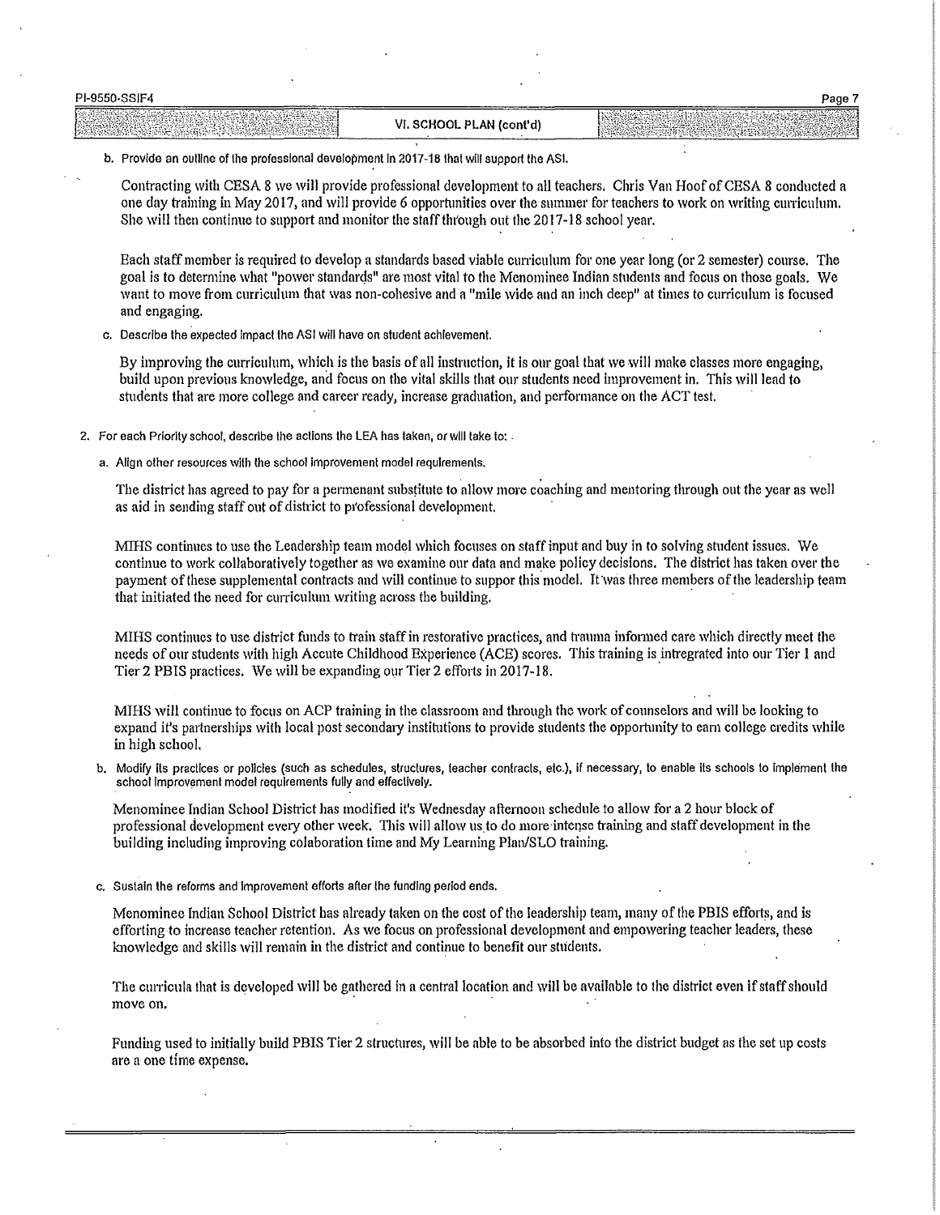## VI. SCHOOL PLAN (cont'd)

b. Provide an outline of the professional development in 2017-18 that will support the ASI.

Contracting with CESA 8 we will provide professional development to all teachers. Chris Van Hoof of CESA 8 conducted a one day training in May 2017, and will provide 6 opportunities over the summer for teachers to work on writing curriculum. She will then continue to support and monitor the staff through out the 2017-18 school year.

Each staff member is required to develop a standards based viable curriculum for one year long (or 2 semester) course. The goal is to determine what "power standards" are most vital to the Menominee Indian students and focus on those goals. We want to move from curriculum that was non-cohesive and a "mile wide and an inch deep" at times to curriculum is focused and engaging.

c. Describe the expected impact the ASI will have on student achievement.

By improving the curriculum, which is the basis of all instruction, it is our goal that we will make classes more engaging, build upon previous knowledge, and focus on the vital skills that our students need improvement in. This will lead to students that are more college and career ready, increase graduation, and performance on the ACT test.

2. For each Priority school, describe the actions the LEA has taken, or will take to:

a. Align other resources with the school improvement model requirements.

The district has agreed to pay for a permenant substitute to allow more coaching and mentoring through out the year as well as aid in sending staff out of district to professional development.

MIHS continues to use the Leadership team model which focuses on staff input and buy in to solving student issues. We continue to work collaboratively together as we examine our data and make policy decisions. The district has taken over the payment of these supplemental contracts and will continue to suppor this model. It was three members of the leadership team that initiated the need for curriculum writing across the building.

MIHS continues to use district funds to train staff in restorative practices, and trauma informed care which directly meet the needs of our students with high Accute Childhood Experience (ACE) scores. This training is intregrated into our Tier 1 and Tier 2 PBIS practices. We will be expanding our Tier 2 efforts in 2017-18.

MIHS will continue to focus on ACP training in the classroom and through the work of counselors and will be looking to expand it's partnerships with local post secondary institutions to provide students the opportunity to earn college credits while in high school.

b. Modify its practices or policies (such as schedules, structures, teacher contracts, etc.), if necessary, to enable its schools to implement the school improvement model requirements fully and effectively.

Menominee Indian School District has modified it's Wednesday afternoon schedule to allow for a 2 hour block of professional development every other week. This will allow us to do more intense training and staff development in the building including improving colaboration time and My Learning Plan/SLO training.

c. Sustain the reforms and improvement efforts after the funding period ends.

Menominee Indian School District has already taken on the cost of the leadership team, many of the PBIS efforts, and is efforting to increase teacher retention. As we focus on professional development and empowering teacher leaders, these knowledge and skills will remain in the district and continue to benefit our students.

The curricula that is developed will be gathered in a central location and will be available to the district even if staff should move on.

Funding used to initially build PBIS Tier 2 structures, will be able to be absorbed into the district budget as the set up costs are a one time expense.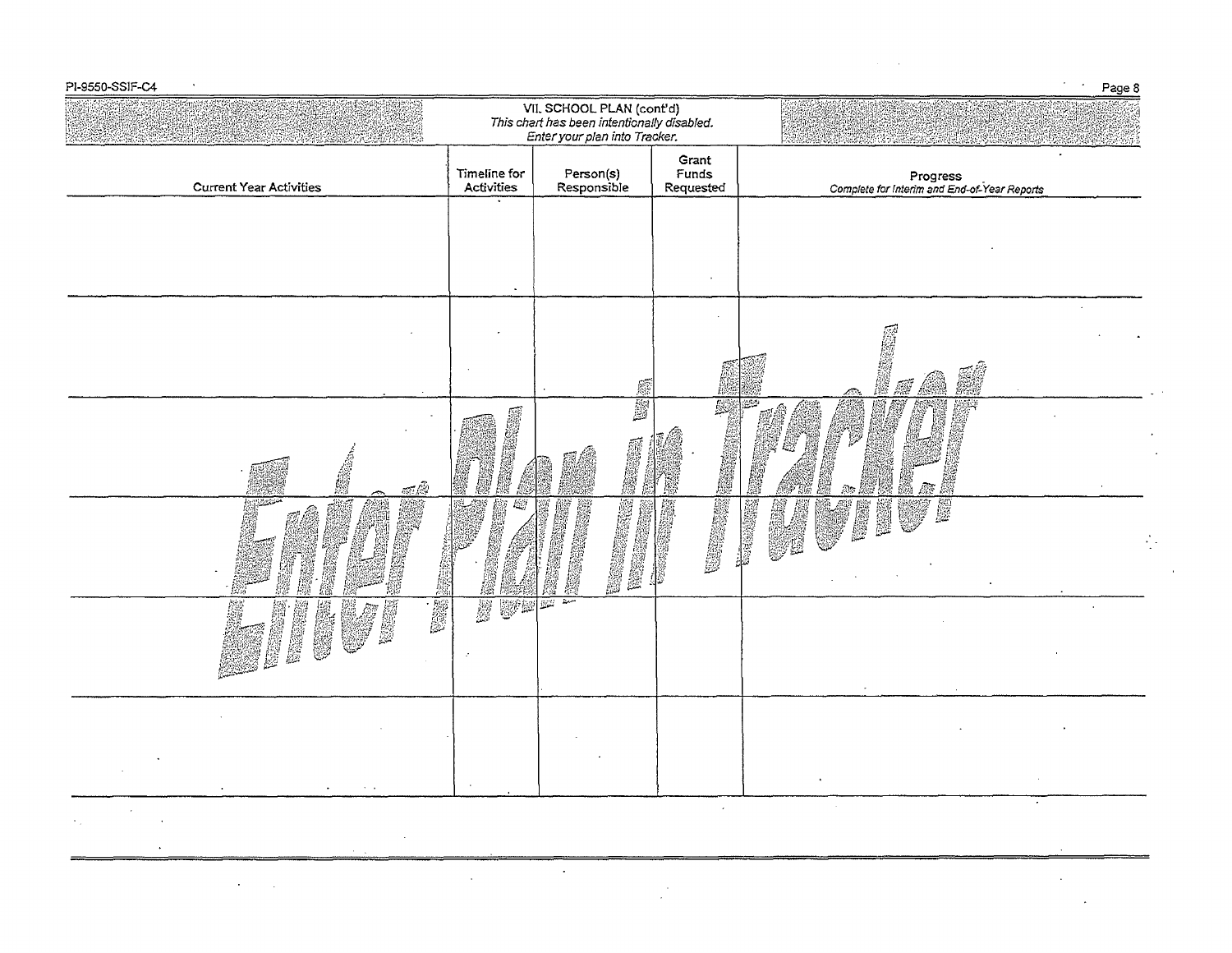## VII. SCHOOL PLAN (cont'd)

*This chart has been intentionally disabled.*
*Enter your plan into Tracker.*

| Current Year Activities | Timeline for Activities | Person(s) Responsible | Grant Funds Requested | Progress *Complete for Interim and End-of-Year Reports* |
|---|---|---|---|---|
| | | | | |
| | | | | |
| | | | | |
| | | | | |
| | | | | |
| | | | | |

Enter Plan in Tracker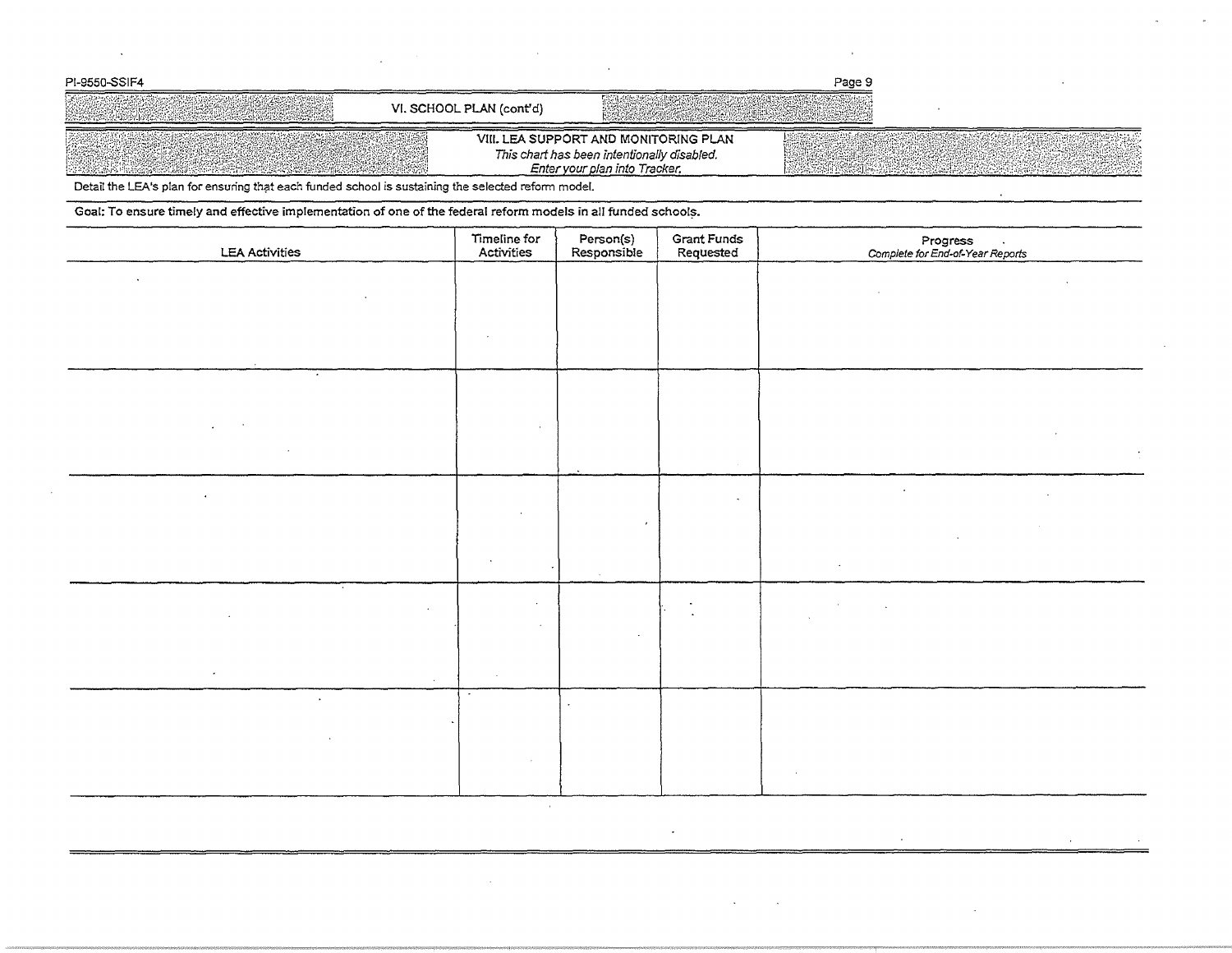## VI. SCHOOL PLAN (cont'd)

### VIII. LEA SUPPORT AND MONITORING PLAN

*This chart has been intentionally disabled.*
*Enter your plan into Tracker.*

Detail the LEA's plan for ensuring that each funded school is sustaining the selected reform model.

**Goal: To ensure timely and effective implementation of one of the federal reform models in all funded schools.**

| LEA Activities | Timeline for Activities | Person(s) Responsible | Grant Funds Requested | Progress *Complete for End-of-Year Reports* |
|---|---|---|---|---|
| | | | | |
| | | | | |
| | | | | |
| | | | | |
| | | | | |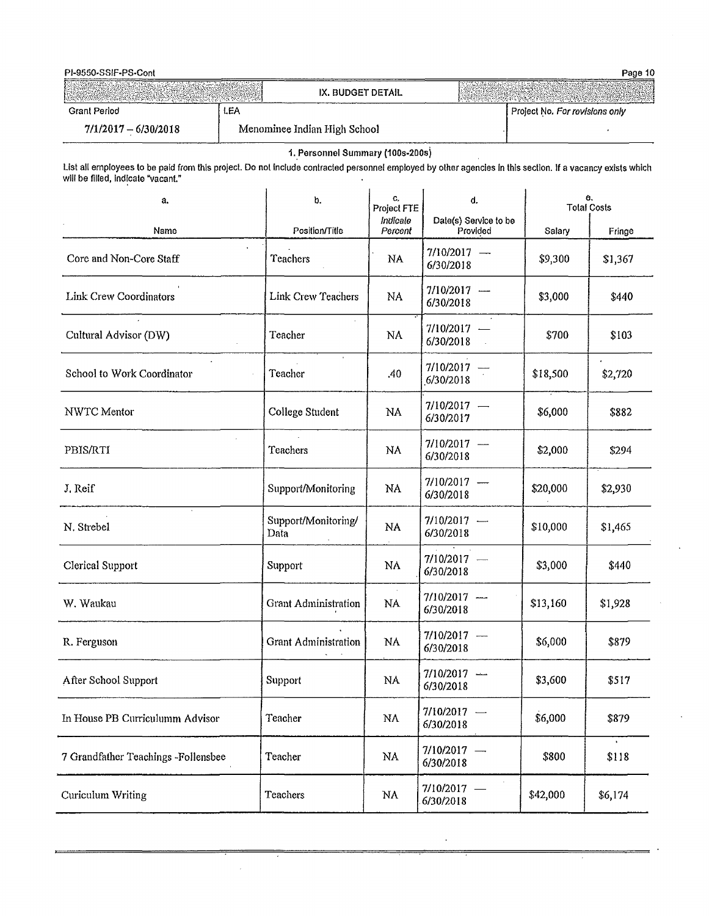PI-9550-SSIF-PS-Cont

## IX. BUDGET DETAIL

| Grant Period | LEA | Project No. *For revisions only* |
|---|---|---|
| 7/1/2017 – 6/30/2018 | Menominee Indian High School | |

### 1. Personnel Summary (100s-200s)

List all employees to be paid from this project. Do not include contracted personnel employed by other agencies in this section. If a vacancy exists which will be filled, indicate "vacant."

| a. Name | b. Position/Title | c. Project FTE *Indicate Percent* | d. Date(s) Service to be Provided | e. Total Costs Salary | Fringe |
|---|---|---|---|---|---|
| Core and Non-Core Staff | Teachers | NA | 7/10/2017 — 6/30/2018 | $9,300 | $1,367 |
| Link Crew Coordinators | Link Crew Teachers | NA | 7/10/2017 — 6/30/2018 | $3,000 | $440 |
| Cultural Advisor (DW) | Teacher | NA | 7/10/2017 — 6/30/2018 | $700 | $103 |
| School to Work Coordinator | Teacher | .40 | 7/10/2017 — 6/30/2018 | $18,500 | $2,720 |
| NWTC Mentor | College Student | NA | 7/10/2017 — 6/30/2017 | $6,000 | $882 |
| PBIS/RTI | Teachers | NA | 7/10/2017 — 6/30/2018 | $2,000 | $294 |
| J. Reif | Support/Monitoring | NA | 7/10/2017 — 6/30/2018 | $20,000 | $2,930 |
| N. Strebel | Support/Monitoring/ Data | NA | 7/10/2017 — 6/30/2018 | $10,000 | $1,465 |
| Clerical Support | Support | NA | 7/10/2017 — 6/30/2018 | $3,000 | $440 |
| W. Waukau | Grant Administration | NA | 7/10/2017 — 6/30/2018 | $13,160 | $1,928 |
| R. Ferguson | Grant Administration | NA | 7/10/2017 — 6/30/2018 | $6,000 | $879 |
| After School Support | Support | NA | 7/10/2017 — 6/30/2018 | $3,600 | $517 |
| In House PB Curriculumm Advisor | Teacher | NA | 7/10/2017 — 6/30/2018 | $6,000 | $879 |
| 7 Grandfather Teachings -Follensbee | Teacher | NA | 7/10/2017 — 6/30/2018 | $800 | $118 |
| Curiculum Writing | Teachers | NA | 7/10/2017 — 6/30/2018 | $42,000 | $6,174 |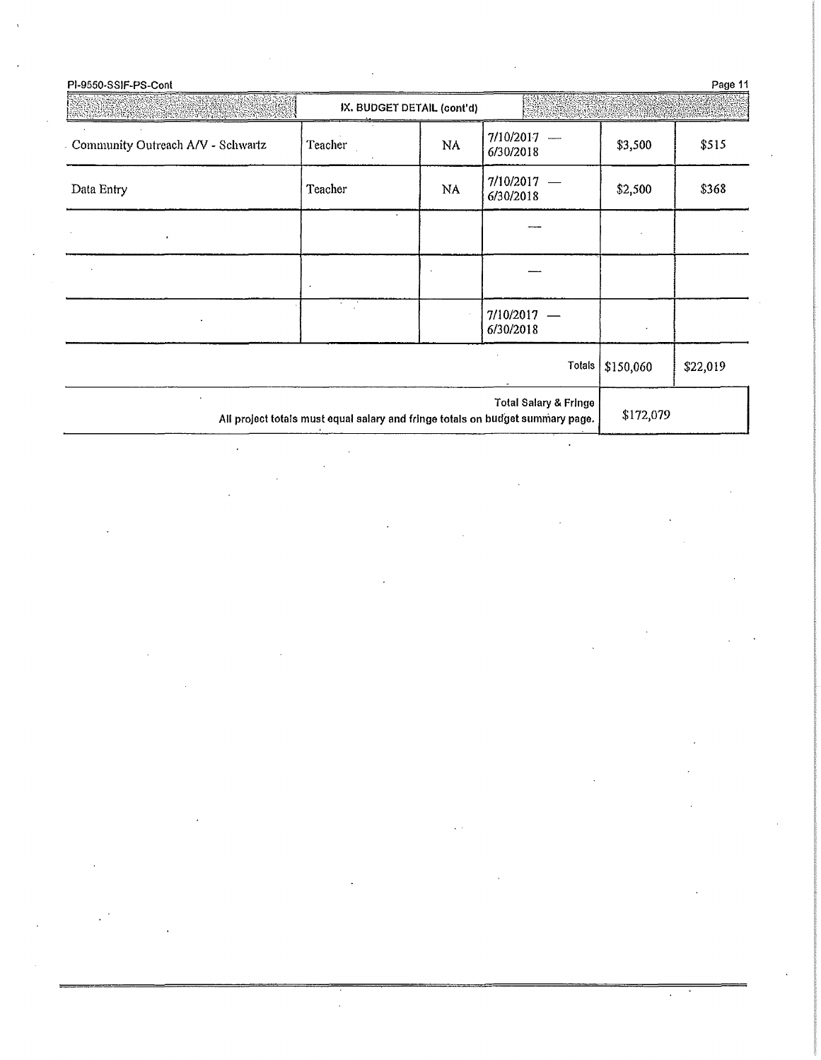## IX. BUDGET DETAIL (cont'd)

| | | | | | |
|---|---|---|---|---|---|
| Community Outreach A/V - Schwartz | Teacher | NA | 7/10/2017 — 6/30/2018 | $3,500 | $515 |
| Data Entry | Teacher | NA | 7/10/2017 — 6/30/2018 | $2,500 | $368 |
| | | | — | | |
| | | | — | | |
| | | | 7/10/2017 — 6/30/2018 | | |
| | | | Totals | $150,060 | $22,019 |
| | | | **Total Salary & Fringe** All project totals must equal salary and fringe totals on budget summary page. | $172,079 | |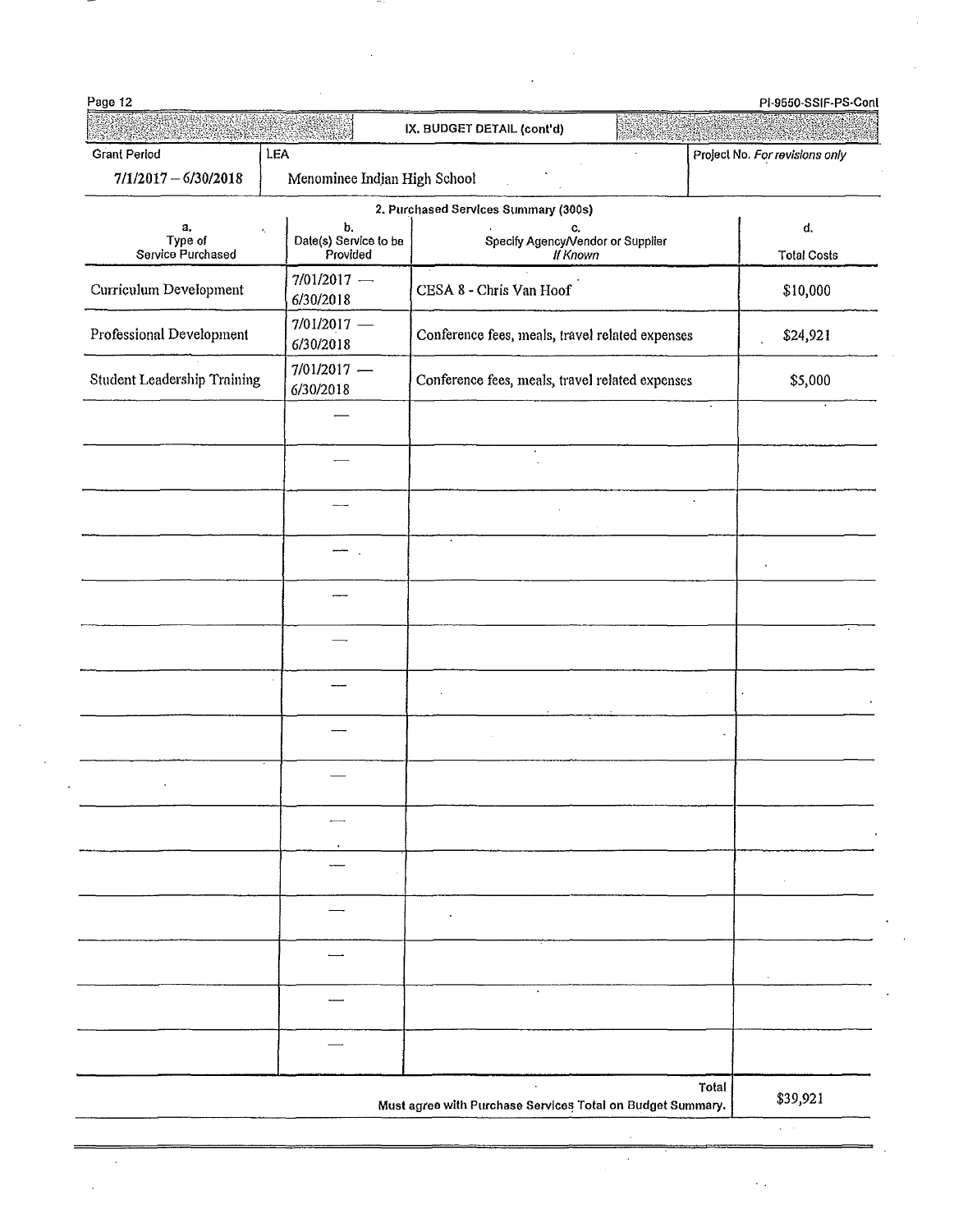## IX. BUDGET DETAIL (cont'd)

| Grant Period | LEA | Project No. *For revisions only* |
|---|---|---|
| 7/1/2017 – 6/30/2018 | Menominee Indian High School | |

### 2. Purchased Services Summary (300s)

| a. Type of Service Purchased | b. Date(s) Service to be Provided | c. Specify Agency/Vendor or Supplier *If Known* | d. Total Costs |
|---|---|---|---|
| Curriculum Development | 7/01/2017 — 6/30/2018 | CESA 8 - Chris Van Hoof | $10,000 |
| Professional Development | 7/01/2017 — 6/30/2018 | Conference fees, meals, travel related expenses | $24,921 |
| Student Leadership Training | 7/01/2017 — 6/30/2018 | Conference fees, meals, travel related expenses | $5,000 |
| | — | | |
| | — | | |
| | — | | |
| | — | | |
| | — | | |
| | — | | |
| | — | | |
| | — | | |
| | — | | |
| | — | | |
| | — | | |
| | — | | |
| | — | | |
| | — | | |
| | — | | |
| | | Total<br>Must agree with Purchase Services Total on Budget Summary. | $39,921 |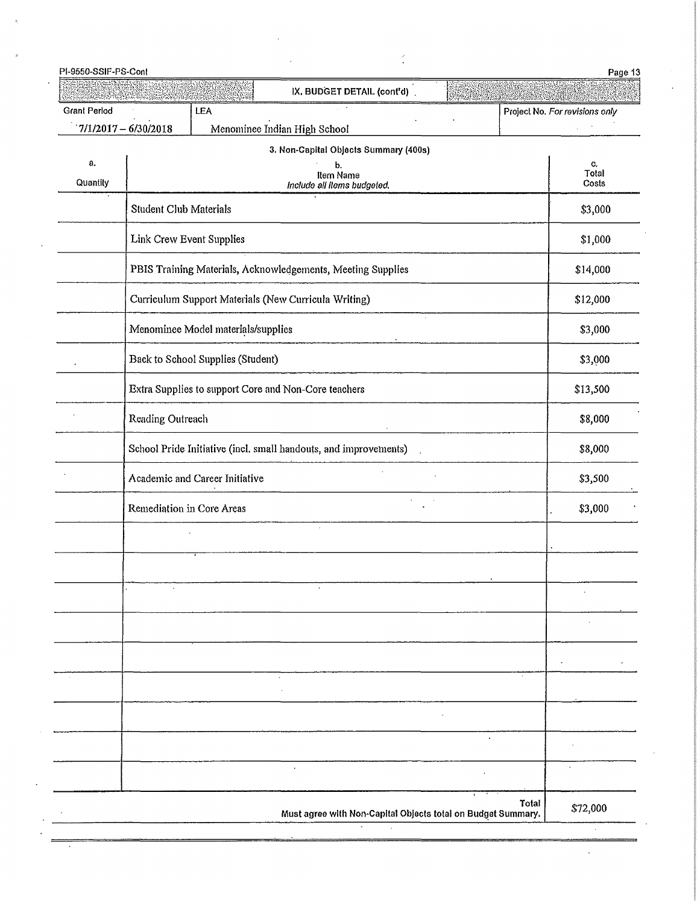PI-9550-SSIF-PS-Cont

## IX. BUDGET DETAIL (cont'd)

| Grant Period | LEA | Project No. *For revisions only* |
| --- | --- | --- |
| 7/1/2017 – 6/30/2018 | Menominee Indian High School | |

### 3. Non-Capital Objects Summary (400s)

| a. Quantity | b. Item Name *Include all items budgeted.* | c. Total Costs |
| --- | --- | --- |
| | Student Club Materials | $3,000 |
| | Link Crew Event Supplies | $1,000 |
| | PBIS Training Materials, Acknowledgements, Meeting Supplies | $14,000 |
| | Curriculum Support Materials (New Curricula Writing) | $12,000 |
| | Menominee Model materials/supplies | $3,000 |
| | Back to School Supplies (Student) | $3,000 |
| | Extra Supplies to support Core and Non-Core teachers | $13,500 |
| | Reading Outreach | $8,000 |
| | School Pride Initiative (incl. small handouts, and improvements) | $8,000 |
| | Academic and Career Initiative | $3,500 |
| | Remediation in Core Areas | $3,000 |
| | | |
| | | |
| | | |
| | | |
| | | |
| | | |
| | | |
| | | |
| | | |
| | **Total** Must agree with Non-Capital Objects total on Budget Summary. | $72,000 |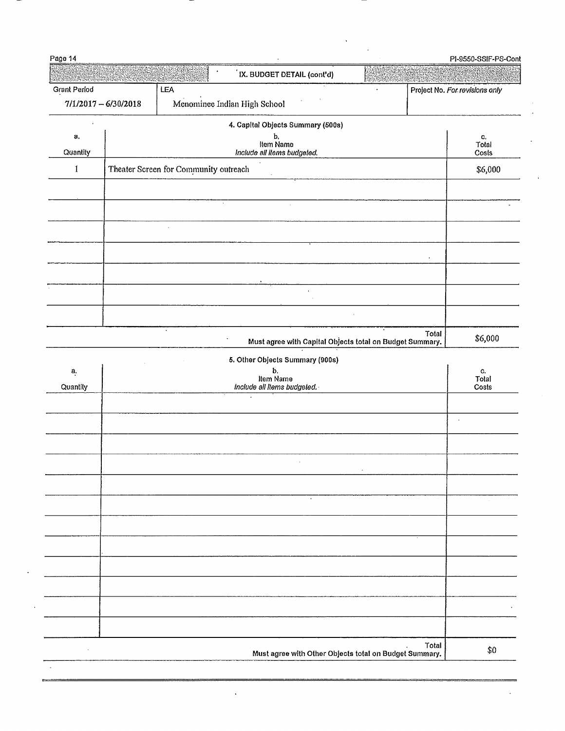## IX. BUDGET DETAIL (cont'd)

| Grant Period | LEA | Project No. *For revisions only* |
|---|---|---|
| 7/1/2017 – 6/30/2018 | Menominee Indian High School | |

### 4. Capital Objects Summary (500s)

| a. Quantity | b. Item Name *Include all items budgeted.* | c. Total Costs |
|---|---|---|
| 1 | Theater Screen for Community outreach | $6,000 |
| | | |
| | | |
| | | |
| | | |
| | | |
| | | |
| | | |
| | Total Must agree with Capital Objects total on Budget Summary. | $6,000 |

### 5. Other Objects Summary (900s)

| a. Quantity | b. Item Name *Include all items budgeted.* | c. Total Costs |
|---|---|---|
| | | |
| | | |
| | | |
| | | |
| | | |
| | | |
| | | |
| | | |
| | | |
| | | |
| | | |
| | | |
| | Total Must agree with Other Objects total on Budget Summary. | $0 |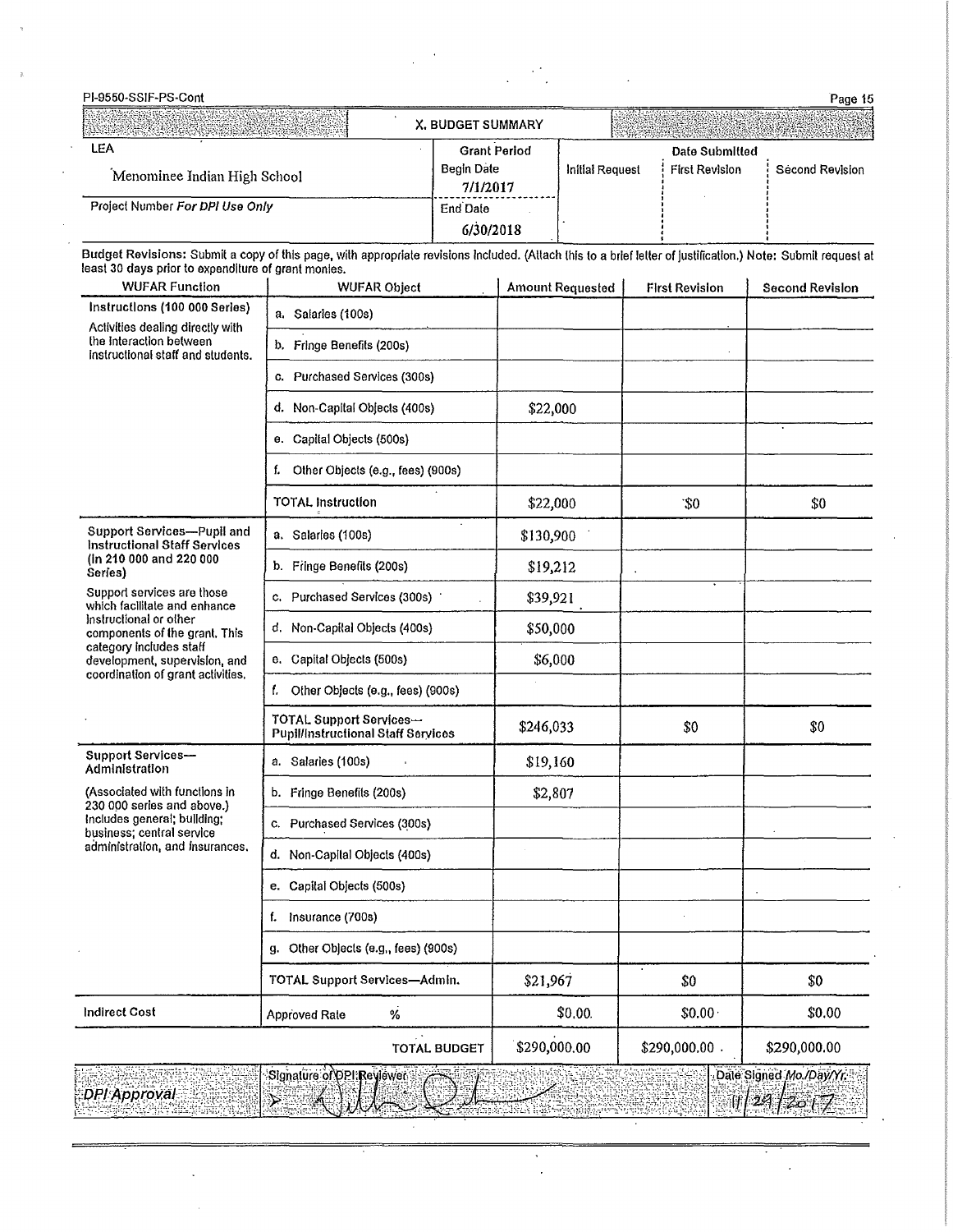PI-9550-SSIF-PS-Cont

## X. BUDGET SUMMARY

| LEA | Grant Period | Date Submitted | | |
|---|---|---|---|---|
| Menominee Indian High School | Begin Date 7/1/2017 | Initial Request | First Revision | Second Revision |
| Project Number *For DPI Use Only* | End Date 6/30/2018 | | | |

**Budget Revisions:** Submit a copy of this page, with appropriate revisions included. (Attach this to a brief letter of justification.) Note: Submit request at least 30 days prior to expenditure of grant monies.

| WUFAR Function | WUFAR Object | Amount Requested | First Revision | Second Revision |
|---|---|---|---|---|
| **Instructions (100 000 Series)** Activities dealing directly with the interaction between instructional staff and students. | a. Salaries (100s) | | | |
| | b. Fringe Benefits (200s) | | | |
| | c. Purchased Services (300s) | | | |
| | d. Non-Capital Objects (400s) | $22,000 | | |
| | e. Capital Objects (500s) | | | |
| | f. Other Objects (e.g., fees) (900s) | | | |
| | TOTAL Instruction | $22,000 | $0 | $0 |
| **Support Services—Pupil and Instructional Staff Services (In 210 000 and 220 000 Series)** Support services are those which facilitate and enhance instructional or other components of the grant. This category includes staff development, supervision, and coordination of grant activities. | a. Salaries (100s) | $130,900 | | |
| | b. Fringe Benefits (200s) | $19,212 | | |
| | c. Purchased Services (300s) | $39,921 | | |
| | d. Non-Capital Objects (400s) | $50,000 | | |
| | e. Capital Objects (500s) | $6,000 | | |
| | f. Other Objects (e.g., fees) (900s) | | | |
| | TOTAL Support Services—Pupil/Instructional Staff Services | $246,033 | $0 | $0 |
| **Support Services—Administration** (Associated with functions in 230 000 series and above.) Includes general; building; business; central service administration, and insurances. | a. Salaries (100s) | $19,160 | | |
| | b. Fringe Benefits (200s) | $2,807 | | |
| | c. Purchased Services (300s) | | | |
| | d. Non-Capital Objects (400s) | | | |
| | e. Capital Objects (500s) | | | |
| | f. Insurance (700s) | | | |
| | g. Other Objects (e.g., fees) (900s) | | | |
| | TOTAL Support Services—Admin. | $21,967 | $0 | $0 |
| **Indirect Cost** | Approved Rate % | $0.00 | $0.00 | $0.00 |
| | TOTAL BUDGET | $290,000.00 | $290,000.00 | $290,000.00 |

| DPI Approval | Signature of DPI Reviewer | Date Signed Mo./Day/Yr. |
|---|---|---|
| | [signature] | 11/29/2017 |